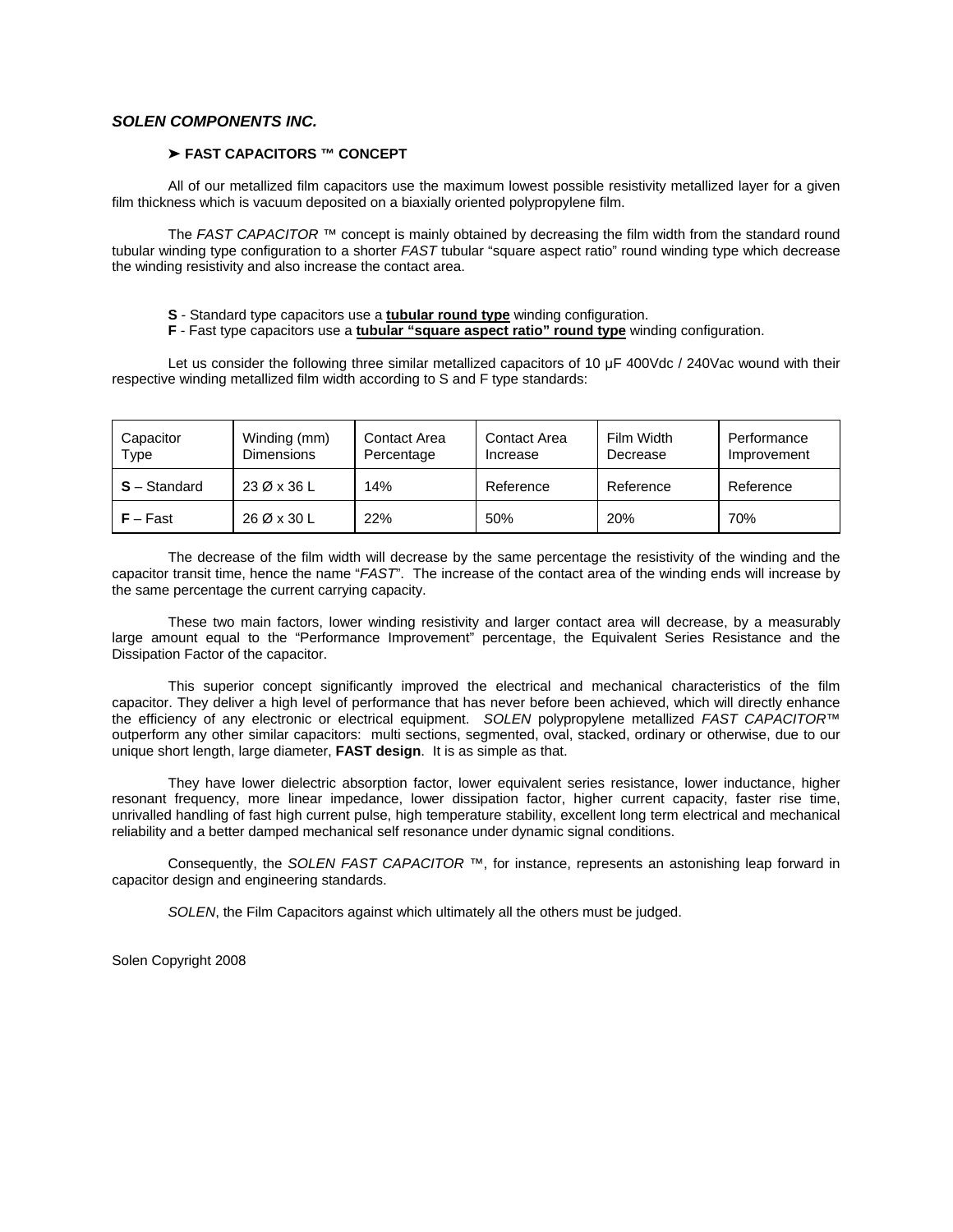***SOLEN COMPONENTS INC.***

### ➤ FAST CAPACITORS ™ CONCEPT

All of our metallized film capacitors use the maximum lowest possible resistivity metallized layer for a given film thickness which is vacuum deposited on a biaxially oriented polypropylene film.

The *FAST CAPACITOR ™* concept is mainly obtained by decreasing the film width from the standard round tubular winding type configuration to a shorter *FAST* tubular "square aspect ratio" round winding type which decrease the winding resistivity and also increase the contact area.

**S** - Standard type capacitors use a **tubular round type** winding configuration.

**F** - Fast type capacitors use a **tubular "square aspect ratio" round type** winding configuration.

Let us consider the following three similar metallized capacitors of 10 µF 400Vdc / 240Vac wound with their respective winding metallized film width according to S and F type standards:

| Capacitor Type | Winding (mm) Dimensions | Contact Area Percentage | Contact Area Increase | Film Width Decrease | Performance Improvement |
|---|---|---|---|---|---|
| **S** – Standard | 23 Ø x 36 L | 14% | Reference | Reference | Reference |
| **F** – Fast | 26 Ø x 30 L | 22% | 50% | 20% | 70% |

The decrease of the film width will decrease by the same percentage the resistivity of the winding and the capacitor transit time, hence the name "*FAST*". The increase of the contact area of the winding ends will increase by the same percentage the current carrying capacity.

These two main factors, lower winding resistivity and larger contact area will decrease, by a measurably large amount equal to the "Performance Improvement" percentage, the Equivalent Series Resistance and the Dissipation Factor of the capacitor.

This superior concept significantly improved the electrical and mechanical characteristics of the film capacitor. They deliver a high level of performance that has never before been achieved, which will directly enhance the efficiency of any electronic or electrical equipment. *SOLEN* polypropylene metallized *FAST CAPACITOR™* outperform any other similar capacitors: multi sections, segmented, oval, stacked, ordinary or otherwise, due to our unique short length, large diameter, **FAST design**. It is as simple as that.

They have lower dielectric absorption factor, lower equivalent series resistance, lower inductance, higher resonant frequency, more linear impedance, lower dissipation factor, higher current capacity, faster rise time, unrivalled handling of fast high current pulse, high temperature stability, excellent long term electrical and mechanical reliability and a better damped mechanical self resonance under dynamic signal conditions.

Consequently, the *SOLEN FAST CAPACITOR ™*, for instance, represents an astonishing leap forward in capacitor design and engineering standards.

*SOLEN*, the Film Capacitors against which ultimately all the others must be judged.

Solen Copyright 2008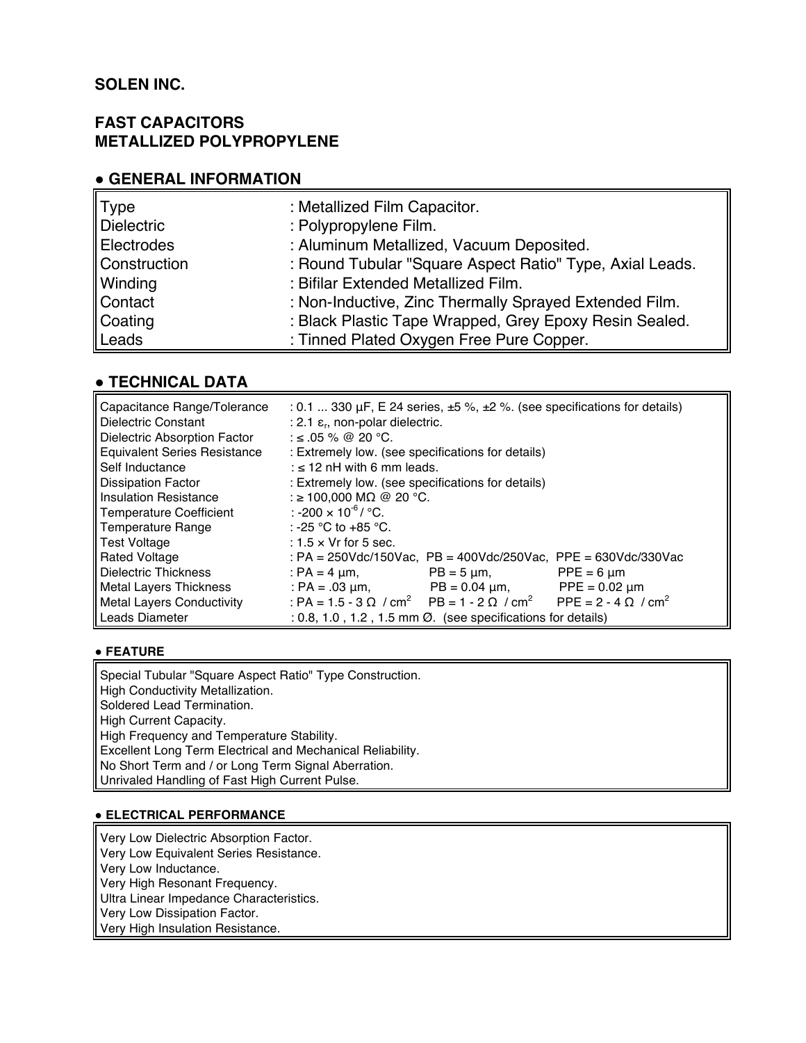**SOLEN INC.**

**FAST CAPACITORS**
**METALLIZED POLYPROPYLENE**

## ● GENERAL INFORMATION

| | |
|---|---|
| Type | : Metallized Film Capacitor. |
| Dielectric | : Polypropylene Film. |
| Electrodes | : Aluminum Metallized, Vacuum Deposited. |
| Construction | : Round Tubular "Square Aspect Ratio" Type, Axial Leads. |
| Winding | : Bifilar Extended Metallized Film. |
| Contact | : Non-Inductive, Zinc Thermally Sprayed Extended Film. |
| Coating | : Black Plastic Tape Wrapped, Grey Epoxy Resin Sealed. |
| Leads | : Tinned Plated Oxygen Free Pure Copper. |

## ● TECHNICAL DATA

| | | | |
|---|---|---|---|
| Capacitance Range/Tolerance | : 0.1 ... 330 µF, E 24 series, ±5 %, ±2 %. (see specifications for details) | | |
| Dielectric Constant | : 2.1 $\varepsilon_r$, non-polar dielectric. | | |
| Dielectric Absorption Factor | : ≤ .05 % @ 20 °C. | | |
| Equivalent Series Resistance | : Extremely low. (see specifications for details) | | |
| Self Inductance | : ≤ 12 nH with 6 mm leads. | | |
| Dissipation Factor | : Extremely low. (see specifications for details) | | |
| Insulation Resistance | : ≥ 100,000 MΩ @ 20 °C. | | |
| Temperature Coefficient | : $-200 \times 10^{-6}$ / °C. | | |
| Temperature Range | : -25 °C to +85 °C. | | |
| Test Voltage | : 1.5 × Vr for 5 sec. | | |
| Rated Voltage | : PA = 250Vdc/150Vac, | PB = 400Vdc/250Vac, | PPE = 630Vdc/330Vac |
| Dielectric Thickness | : PA = 4 µm, | PB = 5 µm, | PPE = 6 µm |
| Metal Layers Thickness | : PA = .03 µm, | PB = 0.04 µm, | PPE = 0.02 µm |
| Metal Layers Conductivity | : PA = 1.5 - 3 Ω / $cm^2$ | PB = 1 - 2 Ω / $cm^2$ | PPE = 2 - 4 Ω / $cm^2$ |
| Leads Diameter | : 0.8, 1.0 , 1.2 , 1.5 mm Ø. (see specifications for details) | | |

### ● FEATURE

Special Tubular "Square Aspect Ratio" Type Construction.
High Conductivity Metallization.
Soldered Lead Termination.
High Current Capacity.
High Frequency and Temperature Stability.
Excellent Long Term Electrical and Mechanical Reliability.
No Short Term and / or Long Term Signal Aberration.
Unrivaled Handling of Fast High Current Pulse.

### ● ELECTRICAL PERFORMANCE

Very Low Dielectric Absorption Factor.
Very Low Equivalent Series Resistance.
Very Low Inductance.
Very High Resonant Frequency.
Ultra Linear Impedance Characteristics.
Very Low Dissipation Factor.
Very High Insulation Resistance.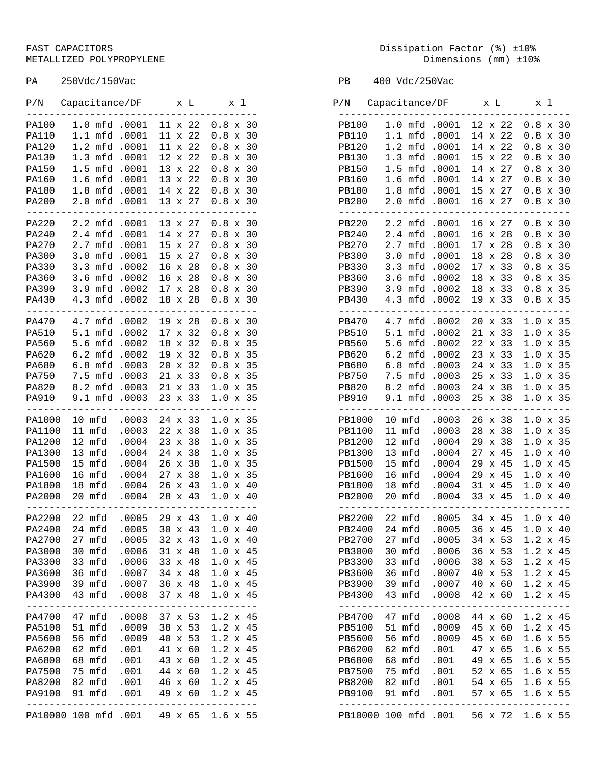FAST CAPACITORS
METALLIZED POLYPROPYLENE

Dissipation Factor (%) ±10%
Dimensions (mm) ±10%

## PA 250Vdc/150Vac

| P/N | Capacitance | DF | ⌀ x L | ⌀ x l |
|---|---|---|---|---|
| PA100 | 1.0 mfd | .0001 | 11 x 22 | 0.8 x 30 |
| PA110 | 1.1 mfd | .0001 | 11 x 22 | 0.8 x 30 |
| PA120 | 1.2 mfd | .0001 | 11 x 22 | 0.8 x 30 |
| PA130 | 1.3 mfd | .0001 | 12 x 22 | 0.8 x 30 |
| PA150 | 1.5 mfd | .0001 | 13 x 22 | 0.8 x 30 |
| PA160 | 1.6 mfd | .0001 | 13 x 22 | 0.8 x 30 |
| PA180 | 1.8 mfd | .0001 | 14 x 22 | 0.8 x 30 |
| PA200 | 2.0 mfd | .0001 | 13 x 27 | 0.8 x 30 |
| PA220 | 2.2 mfd | .0001 | 13 x 27 | 0.8 x 30 |
| PA240 | 2.4 mfd | .0001 | 14 x 27 | 0.8 x 30 |
| PA270 | 2.7 mfd | .0001 | 15 x 27 | 0.8 x 30 |
| PA300 | 3.0 mfd | .0001 | 15 x 27 | 0.8 x 30 |
| PA330 | 3.3 mfd | .0002 | 16 x 28 | 0.8 x 30 |
| PA360 | 3.6 mfd | .0002 | 16 x 28 | 0.8 x 30 |
| PA390 | 3.9 mfd | .0002 | 17 x 28 | 0.8 x 30 |
| PA430 | 4.3 mfd | .0002 | 18 x 28 | 0.8 x 30 |
| PA470 | 4.7 mfd | .0002 | 19 x 28 | 0.8 x 30 |
| PA510 | 5.1 mfd | .0002 | 17 x 32 | 0.8 x 30 |
| PA560 | 5.6 mfd | .0002 | 18 x 32 | 0.8 x 35 |
| PA620 | 6.2 mfd | .0002 | 19 x 32 | 0.8 x 35 |
| PA680 | 6.8 mfd | .0003 | 20 x 32 | 0.8 x 35 |
| PA750 | 7.5 mfd | .0003 | 21 x 33 | 0.8 x 35 |
| PA820 | 8.2 mfd | .0003 | 21 x 33 | 1.0 x 35 |
| PA910 | 9.1 mfd | .0003 | 23 x 33 | 1.0 x 35 |
| PA1000 | 10 mfd | .0003 | 24 x 33 | 1.0 x 35 |
| PA1100 | 11 mfd | .0003 | 22 x 38 | 1.0 x 35 |
| PA1200 | 12 mfd | .0004 | 23 x 38 | 1.0 x 35 |
| PA1300 | 13 mfd | .0004 | 24 x 38 | 1.0 x 35 |
| PA1500 | 15 mfd | .0004 | 26 x 38 | 1.0 x 35 |
| PA1600 | 16 mfd | .0004 | 27 x 38 | 1.0 x 35 |
| PA1800 | 18 mfd | .0004 | 26 x 43 | 1.0 x 40 |
| PA2000 | 20 mfd | .0004 | 28 x 43 | 1.0 x 40 |
| PA2200 | 22 mfd | .0005 | 29 x 43 | 1.0 x 40 |
| PA2400 | 24 mfd | .0005 | 30 x 43 | 1.0 x 40 |
| PA2700 | 27 mfd | .0005 | 32 x 43 | 1.0 x 40 |
| PA3000 | 30 mfd | .0006 | 31 x 48 | 1.0 x 45 |
| PA3300 | 33 mfd | .0006 | 33 x 48 | 1.0 x 45 |
| PA3600 | 36 mfd | .0007 | 34 x 48 | 1.0 x 45 |
| PA3900 | 39 mfd | .0007 | 36 x 48 | 1.0 x 45 |
| PA4300 | 43 mfd | .0008 | 37 x 48 | 1.0 x 45 |
| PA4700 | 47 mfd | .0008 | 37 x 53 | 1.2 x 45 |
| PA5100 | 51 mfd | .0009 | 38 x 53 | 1.2 x 45 |
| PA5600 | 56 mfd | .0009 | 40 x 53 | 1.2 x 45 |
| PA6200 | 62 mfd | .001 | 41 x 60 | 1.2 x 45 |
| PA6800 | 68 mfd | .001 | 43 x 60 | 1.2 x 45 |
| PA7500 | 75 mfd | .001 | 44 x 60 | 1.2 x 45 |
| PA8200 | 82 mfd | .001 | 46 x 60 | 1.2 x 45 |
| PA9100 | 91 mfd | .001 | 49 x 60 | 1.2 x 45 |
| PA10000 | 100 mfd | .001 | 49 x 65 | 1.6 x 55 |

## PB 400 Vdc/250Vac

| P/N | Capacitance | DF | ⌀ x L | ⌀ x l |
|---|---|---|---|---|
| PB100 | 1.0 mfd | .0001 | 12 x 22 | 0.8 x 30 |
| PB110 | 1.1 mfd | .0001 | 14 x 22 | 0.8 x 30 |
| PB120 | 1.2 mfd | .0001 | 14 x 22 | 0.8 x 30 |
| PB130 | 1.3 mfd | .0001 | 15 x 22 | 0.8 x 30 |
| PB150 | 1.5 mfd | .0001 | 14 x 27 | 0.8 x 30 |
| PB160 | 1.6 mfd | .0001 | 14 x 27 | 0.8 x 30 |
| PB180 | 1.8 mfd | .0001 | 15 x 27 | 0.8 x 30 |
| PB200 | 2.0 mfd | .0001 | 16 x 27 | 0.8 x 30 |
| PB220 | 2.2 mfd | .0001 | 16 x 27 | 0.8 x 30 |
| PB240 | 2.4 mfd | .0001 | 16 x 28 | 0.8 x 30 |
| PB270 | 2.7 mfd | .0001 | 17 x 28 | 0.8 x 30 |
| PB300 | 3.0 mfd | .0001 | 18 x 28 | 0.8 x 30 |
| PB330 | 3.3 mfd | .0002 | 17 x 33 | 0.8 x 35 |
| PB360 | 3.6 mfd | .0002 | 18 x 33 | 0.8 x 35 |
| PB390 | 3.9 mfd | .0002 | 18 x 33 | 0.8 x 35 |
| PB430 | 4.3 mfd | .0002 | 19 x 33 | 0.8 x 35 |
| PB470 | 4.7 mfd | .0002 | 20 x 33 | 1.0 x 35 |
| PB510 | 5.1 mfd | .0002 | 21 x 33 | 1.0 x 35 |
| PB560 | 5.6 mfd | .0002 | 22 x 33 | 1.0 x 35 |
| PB620 | 6.2 mfd | .0002 | 23 x 33 | 1.0 x 35 |
| PB680 | 6.8 mfd | .0003 | 24 x 33 | 1.0 x 35 |
| PB750 | 7.5 mfd | .0003 | 25 x 33 | 1.0 x 35 |
| PB820 | 8.2 mfd | .0003 | 24 x 38 | 1.0 x 35 |
| PB910 | 9.1 mfd | .0003 | 25 x 38 | 1.0 x 35 |
| PB1000 | 10 mfd | .0003 | 26 x 38 | 1.0 x 35 |
| PB1100 | 11 mfd | .0003 | 28 x 38 | 1.0 x 35 |
| PB1200 | 12 mfd | .0004 | 29 x 38 | 1.0 x 35 |
| PB1300 | 13 mfd | .0004 | 27 x 45 | 1.0 x 40 |
| PB1500 | 15 mfd | .0004 | 29 x 45 | 1.0 x 45 |
| PB1600 | 16 mfd | .0004 | 29 x 45 | 1.0 x 40 |
| PB1800 | 18 mfd | .0004 | 31 x 45 | 1.0 x 40 |
| PB2000 | 20 mfd | .0004 | 33 x 45 | 1.0 x 40 |
| PB2200 | 22 mfd | .0005 | 34 x 45 | 1.0 x 40 |
| PB2400 | 24 mfd | .0005 | 36 x 45 | 1.0 x 40 |
| PB2700 | 27 mfd | .0005 | 34 x 53 | 1.2 x 45 |
| PB3000 | 30 mfd | .0006 | 36 x 53 | 1.2 x 45 |
| PB3300 | 33 mfd | .0006 | 38 x 53 | 1.2 x 45 |
| PB3600 | 36 mfd | .0007 | 40 x 53 | 1.2 x 45 |
| PB3900 | 39 mfd | .0007 | 40 x 60 | 1.2 x 45 |
| PB4300 | 43 mfd | .0008 | 42 x 60 | 1.2 x 45 |
| PB4700 | 47 mfd | .0008 | 44 x 60 | 1.2 x 45 |
| PB5100 | 51 mfd | .0009 | 45 x 60 | 1.2 x 45 |
| PB5600 | 56 mfd | .0009 | 45 x 60 | 1.6 x 55 |
| PB6200 | 62 mfd | .001 | 47 x 65 | 1.6 x 55 |
| PB6800 | 68 mfd | .001 | 49 x 65 | 1.6 x 55 |
| PB7500 | 75 mfd | .001 | 52 x 65 | 1.6 x 55 |
| PB8200 | 82 mfd | .001 | 54 x 65 | 1.6 x 55 |
| PB9100 | 91 mfd | .001 | 57 x 65 | 1.6 x 55 |
| PB10000 | 100 mfd | .001 | 56 x 72 | 1.6 x 55 |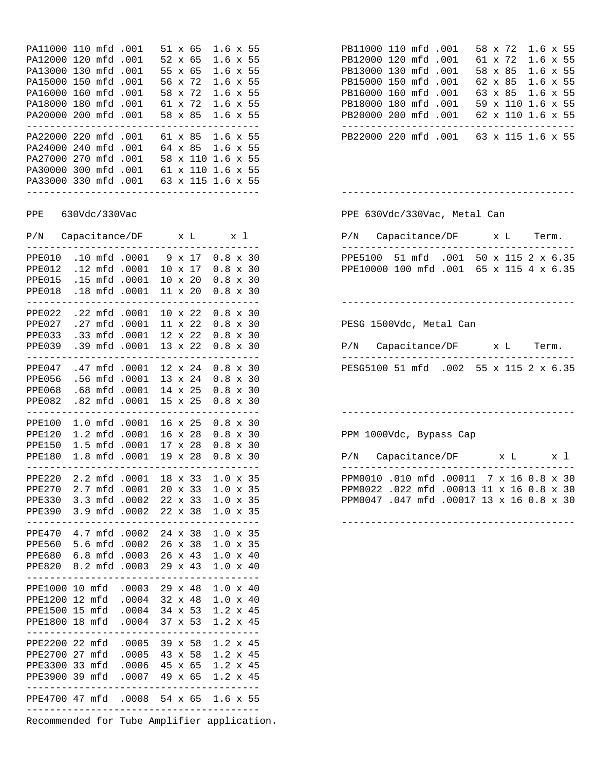| | | | | |
|---|---|---|---|---|
| PA11000 | 110 mfd | .001 | 51 x 65 | 1.6 x 55 |
| PA12000 | 120 mfd | .001 | 52 x 65 | 1.6 x 55 |
| PA13000 | 130 mfd | .001 | 55 x 65 | 1.6 x 55 |
| PA15000 | 150 mfd | .001 | 56 x 72 | 1.6 x 55 |
| PA16000 | 160 mfd | .001 | 58 x 72 | 1.6 x 55 |
| PA18000 | 180 mfd | .001 | 61 x 72 | 1.6 x 55 |
| PA20000 | 200 mfd | .001 | 58 x 85 | 1.6 x 55 |
| PA22000 | 220 mfd | .001 | 61 x 85 | 1.6 x 55 |
| PA24000 | 240 mfd | .001 | 64 x 85 | 1.6 x 55 |
| PA27000 | 270 mfd | .001 | 58 x 110 | 1.6 x 55 |
| PA30000 | 300 mfd | .001 | 61 x 110 | 1.6 x 55 |
| PA33000 | 330 mfd | .001 | 63 x 115 | 1.6 x 55 |

## PPE 630Vdc/330Vac

| P/N | Capacitance/DF | | x L | x l |
|---|---|---|---|---|
| PPE010 | .10 mfd | .0001 | 9 x 17 | 0.8 x 30 |
| PPE012 | .12 mfd | .0001 | 10 x 17 | 0.8 x 30 |
| PPE015 | .15 mfd | .0001 | 10 x 20 | 0.8 x 30 |
| PPE018 | .18 mfd | .0001 | 11 x 20 | 0.8 x 30 |
| PPE022 | .22 mfd | .0001 | 10 x 22 | 0.8 x 30 |
| PPE027 | .27 mfd | .0001 | 11 x 22 | 0.8 x 30 |
| PPE033 | .33 mfd | .0001 | 12 x 22 | 0.8 x 30 |
| PPE039 | .39 mfd | .0001 | 13 x 22 | 0.8 x 30 |
| PPE047 | .47 mfd | .0001 | 12 x 24 | 0.8 x 30 |
| PPE056 | .56 mfd | .0001 | 13 x 24 | 0.8 x 30 |
| PPE068 | .68 mfd | .0001 | 14 x 25 | 0.8 x 30 |
| PPE082 | .82 mfd | .0001 | 15 x 25 | 0.8 x 30 |
| PPE100 | 1.0 mfd | .0001 | 16 x 25 | 0.8 x 30 |
| PPE120 | 1.2 mfd | .0001 | 16 x 28 | 0.8 x 30 |
| PPE150 | 1.5 mfd | .0001 | 17 x 28 | 0.8 x 30 |
| PPE180 | 1.8 mfd | .0001 | 19 x 28 | 0.8 x 30 |
| PPE220 | 2.2 mfd | .0001 | 18 x 33 | 1.0 x 35 |
| PPE270 | 2.7 mfd | .0001 | 20 x 33 | 1.0 x 35 |
| PPE330 | 3.3 mfd | .0002 | 22 x 33 | 1.0 x 35 |
| PPE390 | 3.9 mfd | .0002 | 22 x 38 | 1.0 x 35 |
| PPE470 | 4.7 mfd | .0002 | 24 x 38 | 1.0 x 35 |
| PPE560 | 5.6 mfd | .0002 | 26 x 38 | 1.0 x 35 |
| PPE680 | 6.8 mfd | .0003 | 26 x 43 | 1.0 x 40 |
| PPE820 | 8.2 mfd | .0003 | 29 x 43 | 1.0 x 40 |
| PPE1000 | 10 mfd | .0003 | 29 x 48 | 1.0 x 40 |
| PPE1200 | 12 mfd | .0004 | 32 x 48 | 1.0 x 40 |
| PPE1500 | 15 mfd | .0004 | 34 x 53 | 1.2 x 45 |
| PPE1800 | 18 mfd | .0004 | 37 x 53 | 1.2 x 45 |
| PPE2200 | 22 mfd | .0005 | 39 x 58 | 1.2 x 45 |
| PPE2700 | 27 mfd | .0005 | 43 x 58 | 1.2 x 45 |
| PPE3300 | 33 mfd | .0006 | 45 x 65 | 1.2 x 45 |
| PPE3900 | 39 mfd | .0007 | 49 x 65 | 1.2 x 45 |
| PPE4700 | 47 mfd | .0008 | 54 x 65 | 1.6 x 55 |

Recommended for Tube Amplifier application.

| | | | | |
|---|---|---|---|---|
| PB11000 | 110 mfd | .001 | 58 x 72 | 1.6 x 55 |
| PB12000 | 120 mfd | .001 | 61 x 72 | 1.6 x 55 |
| PB13000 | 130 mfd | .001 | 58 x 85 | 1.6 x 55 |
| PB15000 | 150 mfd | .001 | 62 x 85 | 1.6 x 55 |
| PB16000 | 160 mfd | .001 | 63 x 85 | 1.6 x 55 |
| PB18000 | 180 mfd | .001 | 59 x 110 | 1.6 x 55 |
| PB20000 | 200 mfd | .001 | 62 x 110 | 1.6 x 55 |
| PB22000 | 220 mfd | .001 | 63 x 115 | 1.6 x 55 |

## PPE 630Vdc/330Vac, Metal Can

| P/N | Capacitance/DF | | x L | Term. |
|---|---|---|---|---|
| PPE5100 | 51 mfd | .001 | 50 x 115 | 2 x 6.35 |
| PPE10000 | 100 mfd | .001 | 65 x 115 | 4 x 6.35 |

## PESG 1500Vdc, Metal Can

| P/N | Capacitance/DF | | x L | Term. |
|---|---|---|---|---|
| PESG5100 | 51 mfd | .002 | 55 x 115 | 2 x 6.35 |

## PPM 1000Vdc, Bypass Cap

| P/N | Capacitance/DF | | x L | x l |
|---|---|---|---|---|
| PPM0010 | .010 mfd | .00011 | 7 x 16 | 0.8 x 30 |
| PPM0022 | .022 mfd | .00013 | 11 x 16 | 0.8 x 30 |
| PPM0047 | .047 mfd | .00017 | 13 x 16 | 0.8 x 30 |